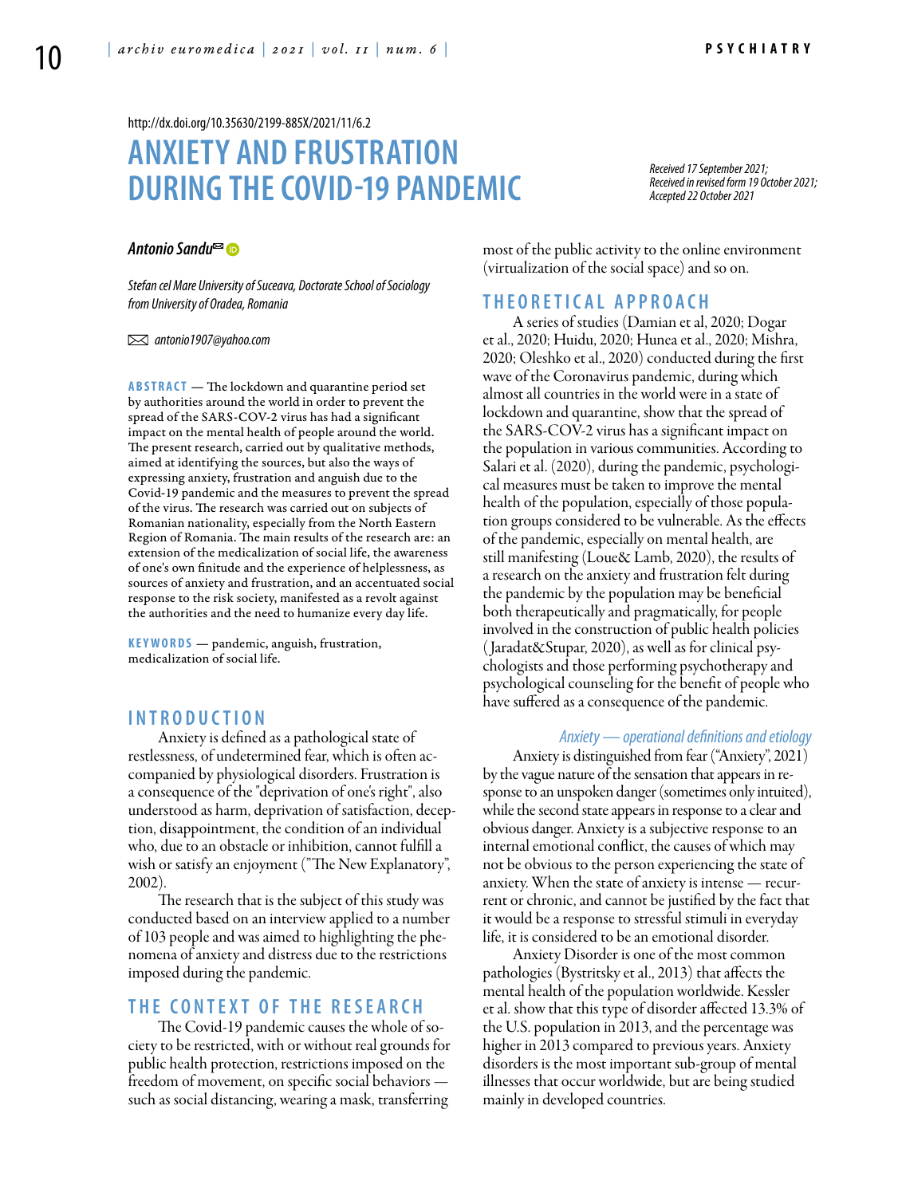http://dx.doi.org/10.35630/2199-885X/2021/11/6.2

# ANXIETY AND FRUSTRATION DURING THE COVID-19 PANDEMIC

*Received 17 September 2021; Received in revised form 19 October 2021; Accepted 22 October 2021*

***Antonio Sandu***

*Stefan cel Mare University of Suceava, Doctorate School of Sociology from University of Oradea, Romania*

✉ *antonio1907@yahoo.com*

**ABSTRACT** — The lockdown and quarantine period set by authorities around the world in order to prevent the spread of the SARS-COV-2 virus has had a significant impact on the mental health of people around the world. The present research, carried out by qualitative methods, aimed at identifying the sources, but also the ways of expressing anxiety, frustration and anguish due to the Covid-19 pandemic and the measures to prevent the spread of the virus. The research was carried out on subjects of Romanian nationality, especially from the North Eastern Region of Romania. The main results of the research are: an extension of the medicalization of social life, the awareness of one's own finitude and the experience of helplessness, as sources of anxiety and frustration, and an accentuated social response to the risk society, manifested as a revolt against the authorities and the need to humanize every day life.

**KEYWORDS** — pandemic, anguish, frustration, medicalization of social life.

## INTRODUCTION

Anxiety is defined as a pathological state of restlessness, of undetermined fear, which is often accompanied by physiological disorders. Frustration is a consequence of the "deprivation of one's right", also understood as harm, deprivation of satisfaction, deception, disappointment, the condition of an individual who, due to an obstacle or inhibition, cannot fulfill a wish or satisfy an enjoyment ("The New Explanatory", 2002).

The research that is the subject of this study was conducted based on an interview applied to a number of 103 people and was aimed to highlighting the phenomena of anxiety and distress due to the restrictions imposed during the pandemic.

## THE CONTEXT OF THE RESEARCH

The Covid-19 pandemic causes the whole of society to be restricted, with or without real grounds for public health protection, restrictions imposed on the freedom of movement, on specific social behaviors — such as social distancing, wearing a mask, transferring most of the public activity to the online environment (virtualization of the social space) and so on.

## THEORETICAL APPROACH

A series of studies (Damian et al, 2020; Dogar et al., 2020; Huidu, 2020; Hunea et al., 2020; Mishra, 2020; Oleshko et al., 2020) conducted during the first wave of the Coronavirus pandemic, during which almost all countries in the world were in a state of lockdown and quarantine, show that the spread of the SARS-COV-2 virus has a significant impact on the population in various communities. According to Salari et al. (2020), during the pandemic, psychological measures must be taken to improve the mental health of the population, especially of those population groups considered to be vulnerable. As the effects of the pandemic, especially on mental health, are still manifesting (Loue& Lamb, 2020), the results of a research on the anxiety and frustration felt during the pandemic by the population may be beneficial both therapeutically and pragmatically, for people involved in the construction of public health policies (Jaradat&Stupar, 2020), as well as for clinical psychologists and those performing psychotherapy and psychological counseling for the benefit of people who have suffered as a consequence of the pandemic.

### *Anxiety — operational definitions and etiology*

Anxiety is distinguished from fear ("Anxiety", 2021) by the vague nature of the sensation that appears in response to an unspoken danger (sometimes only intuited), while the second state appears in response to a clear and obvious danger. Anxiety is a subjective response to an internal emotional conflict, the causes of which may not be obvious to the person experiencing the state of anxiety. When the state of anxiety is intense — recurrent or chronic, and cannot be justified by the fact that it would be a response to stressful stimuli in everyday life, it is considered to be an emotional disorder.

Anxiety Disorder is one of the most common pathologies (Bystritsky et al., 2013) that affects the mental health of the population worldwide. Kessler et al. show that this type of disorder affected 13.3% of the U.S. population in 2013, and the percentage was higher in 2013 compared to previous years. Anxiety disorders is the most important sub-group of mental illnesses that occur worldwide, but are being studied mainly in developed countries.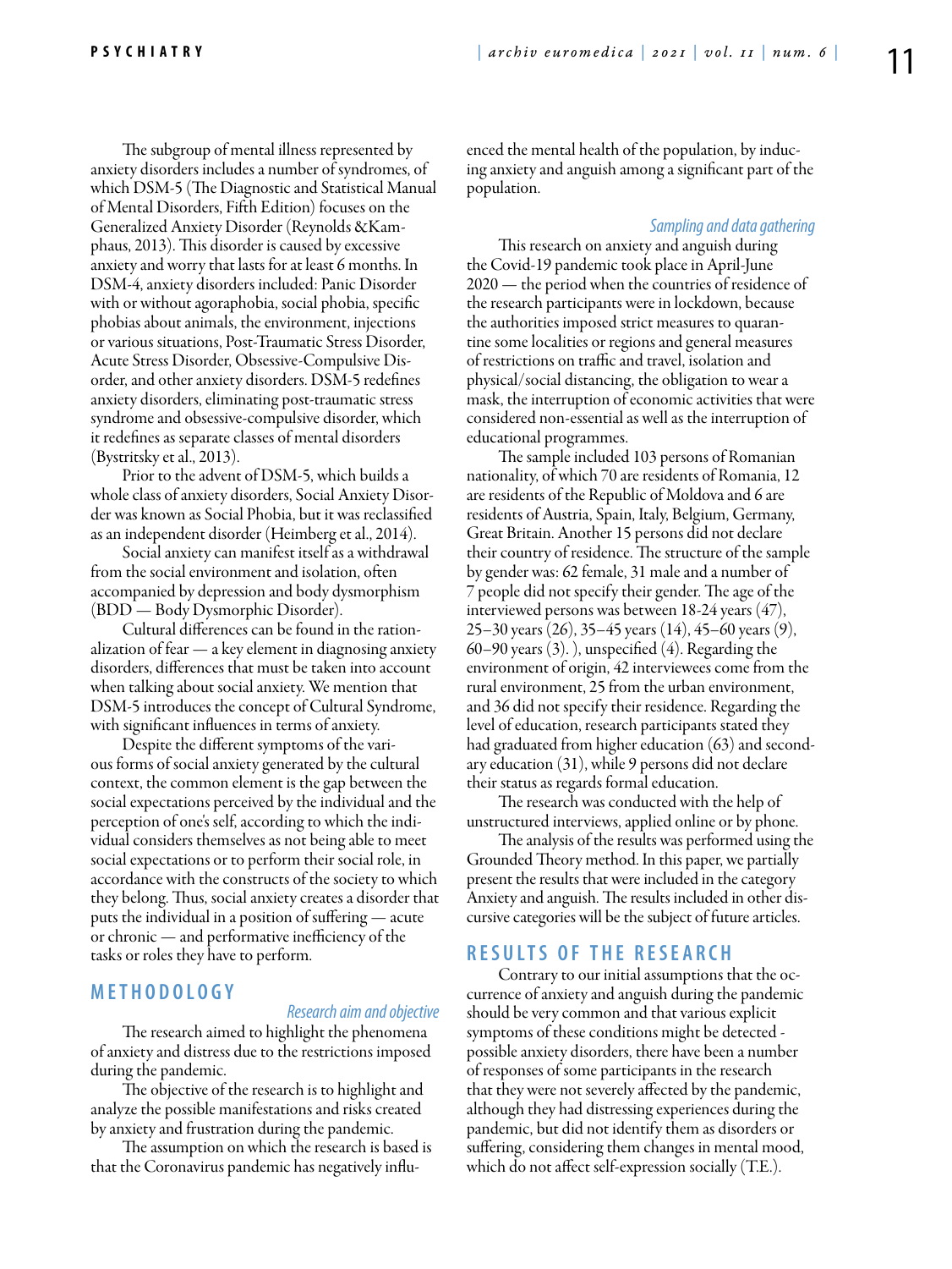The subgroup of mental illness represented by anxiety disorders includes a number of syndromes, of which DSM-5 (The Diagnostic and Statistical Manual of Mental Disorders, Fifth Edition) focuses on the Generalized Anxiety Disorder (Reynolds &Kamphaus, 2013). This disorder is caused by excessive anxiety and worry that lasts for at least 6 months. In DSM-4, anxiety disorders included: Panic Disorder with or without agoraphobia, social phobia, specific phobias about animals, the environment, injections or various situations, Post-Traumatic Stress Disorder, Acute Stress Disorder, Obsessive-Compulsive Disorder, and other anxiety disorders. DSM-5 redefines anxiety disorders, eliminating post-traumatic stress syndrome and obsessive-compulsive disorder, which it redefines as separate classes of mental disorders (Bystritsky et al., 2013).

Prior to the advent of DSM-5, which builds a whole class of anxiety disorders, Social Anxiety Disorder was known as Social Phobia, but it was reclassified as an independent disorder (Heimberg et al., 2014).

Social anxiety can manifest itself as a withdrawal from the social environment and isolation, often accompanied by depression and body dysmorphism (BDD — Body Dysmorphic Disorder).

Cultural differences can be found in the rationalization of fear — a key element in diagnosing anxiety disorders, differences that must be taken into account when talking about social anxiety. We mention that DSM-5 introduces the concept of Cultural Syndrome, with significant influences in terms of anxiety.

Despite the different symptoms of the various forms of social anxiety generated by the cultural context, the common element is the gap between the social expectations perceived by the individual and the perception of one's self, according to which the individual considers themselves as not being able to meet social expectations or to perform their social role, in accordance with the constructs of the society to which they belong. Thus, social anxiety creates a disorder that puts the individual in a position of suffering — acute or chronic — and performative inefficiency of the tasks or roles they have to perform.

## METHODOLOGY

### *Research aim and objective*

The research aimed to highlight the phenomena of anxiety and distress due to the restrictions imposed during the pandemic.

The objective of the research is to highlight and analyze the possible manifestations and risks created by anxiety and frustration during the pandemic.

The assumption on which the research is based is that the Coronavirus pandemic has negatively influenced the mental health of the population, by inducing anxiety and anguish among a significant part of the population.

### *Sampling and data gathering*

This research on anxiety and anguish during the Covid-19 pandemic took place in April-June 2020 — the period when the countries of residence of the research participants were in lockdown, because the authorities imposed strict measures to quarantine some localities or regions and general measures of restrictions on traffic and travel, isolation and physical/social distancing, the obligation to wear a mask, the interruption of economic activities that were considered non-essential as well as the interruption of educational programmes.

The sample included 103 persons of Romanian nationality, of which 70 are residents of Romania, 12 are residents of the Republic of Moldova and 6 are residents of Austria, Spain, Italy, Belgium, Germany, Great Britain. Another 15 persons did not declare their country of residence. The structure of the sample by gender was: 62 female, 31 male and a number of 7 people did not specify their gender. The age of the interviewed persons was between 18-24 years (47), 25–30 years (26), 35–45 years (14), 45–60 years (9), 60–90 years (3). ), unspecified (4). Regarding the environment of origin, 42 interviewees come from the rural environment, 25 from the urban environment, and 36 did not specify their residence. Regarding the level of education, research participants stated they had graduated from higher education (63) and secondary education (31), while 9 persons did not declare their status as regards formal education.

The research was conducted with the help of unstructured interviews, applied online or by phone.

The analysis of the results was performed using the Grounded Theory method. In this paper, we partially present the results that were included in the category Anxiety and anguish. The results included in other discursive categories will be the subject of future articles.

## RESULTS OF THE RESEARCH

Contrary to our initial assumptions that the occurrence of anxiety and anguish during the pandemic should be very common and that various explicit symptoms of these conditions might be detected - possible anxiety disorders, there have been a number of responses of some participants in the research that they were not severely affected by the pandemic, although they had distressing experiences during the pandemic, but did not identify them as disorders or suffering, considering them changes in mental mood, which do not affect self-expression socially (T.E.).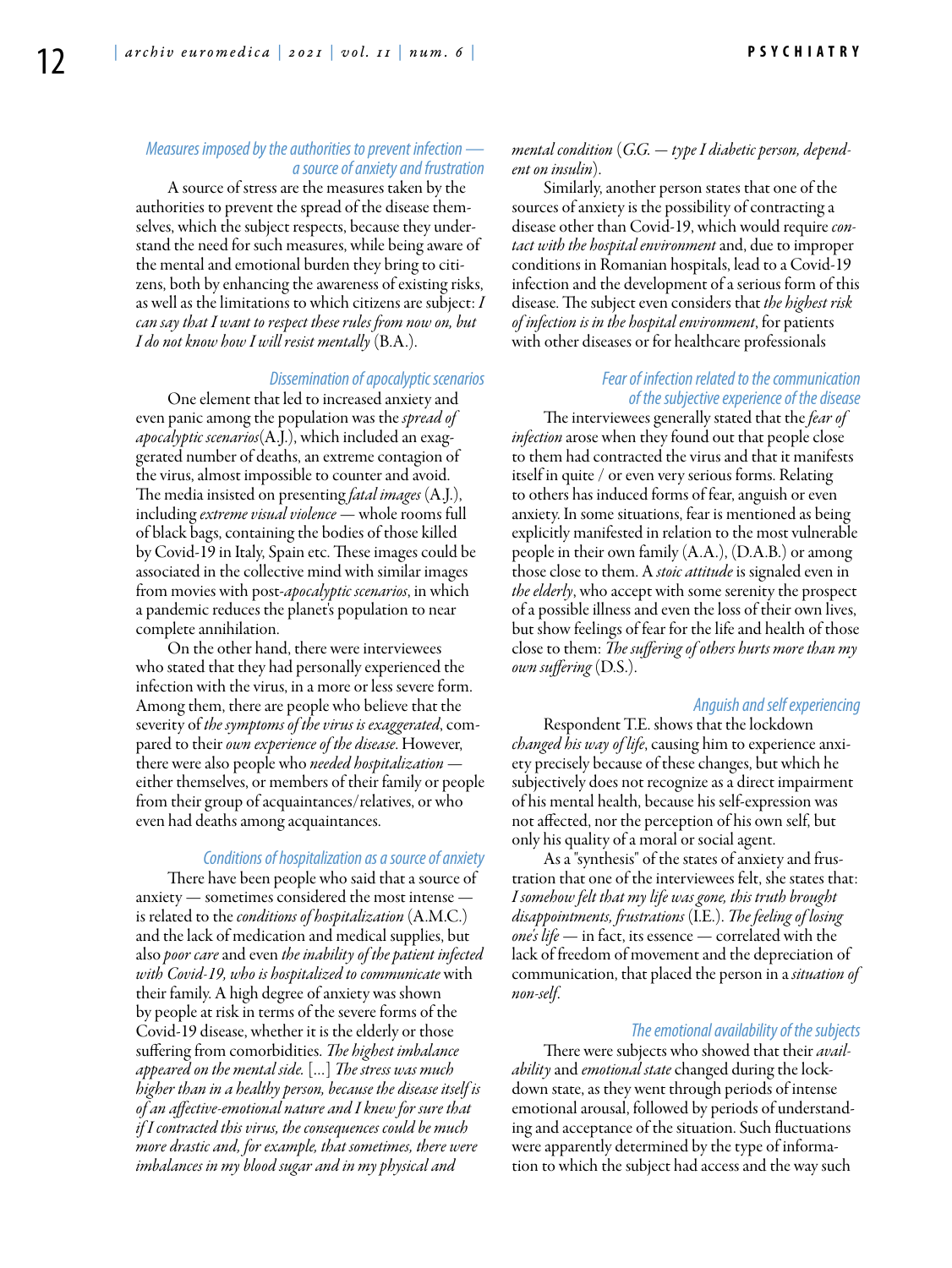### Measures imposed by the authorities to prevent infection — a source of anxiety and frustration

A source of stress are the measures taken by the authorities to prevent the spread of the disease themselves, which the subject respects, because they understand the need for such measures, while being aware of the mental and emotional burden they bring to citizens, both by enhancing the awareness of existing risks, as well as the limitations to which citizens are subject: *I can say that I want to respect these rules from now on, but I do not know how I will resist mentally* (B.A.).

### Dissemination of apocalyptic scenarios

One element that led to increased anxiety and even panic among the population was the *spread of apocalyptic scenarios*(A.J.), which included an exaggerated number of deaths, an extreme contagion of the virus, almost impossible to counter and avoid. The media insisted on presenting *fatal images* (A.J.), including *extreme visual violence* — whole rooms full of black bags, containing the bodies of those killed by Covid-19 in Italy, Spain etc. These images could be associated in the collective mind with similar images from movies with post-*apocalyptic scenarios*, in which a pandemic reduces the planet's population to near complete annihilation.

On the other hand, there were interviewees who stated that they had personally experienced the infection with the virus, in a more or less severe form. Among them, there are people who believe that the severity of *the symptoms of the virus is exaggerated*, compared to their *own experience of the disease*. However, there were also people who *needed hospitalization* — either themselves, or members of their family or people from their group of acquaintances/relatives, or who even had deaths among acquaintances.

### Conditions of hospitalization as a source of anxiety

There have been people who said that a source of anxiety — sometimes considered the most intense — is related to the *conditions of hospitalization* (A.M.C.) and the lack of medication and medical supplies, but also *poor care* and even *the inability of the patient infected with Covid-19, who is hospitalized to communicate* with their family. A high degree of anxiety was shown by people at risk in terms of the severe forms of the Covid-19 disease, whether it is the elderly or those suffering from comorbidities. *The highest imbalance appeared on the mental side.* [...] *The stress was much higher than in a healthy person, because the disease itself is of an affective-emotional nature and I knew for sure that if I contracted this virus, the consequences could be much more drastic and, for example, that sometimes, there were imbalances in my blood sugar and in my physical and mental condition* (*G.G. — type I diabetic person, dependent on insulin*).

Similarly, another person states that one of the sources of anxiety is the possibility of contracting a disease other than Covid-19, which would require *contact with the hospital environment* and, due to improper conditions in Romanian hospitals, lead to a Covid-19 infection and the development of a serious form of this disease. The subject even considers that *the highest risk of infection is in the hospital environment*, for patients with other diseases or for healthcare professionals

### Fear of infection related to the communication of the subjective experience of the disease

The interviewees generally stated that the *fear of infection* arose when they found out that people close to them had contracted the virus and that it manifests itself in quite / or even very serious forms. Relating to others has induced forms of fear, anguish or even anxiety. In some situations, fear is mentioned as being explicitly manifested in relation to the most vulnerable people in their own family (A.A.), (D.A.B.) or among those close to them. A *stoic attitude* is signaled even in *the elderly*, who accept with some serenity the prospect of a possible illness and even the loss of their own lives, but show feelings of fear for the life and health of those close to them: *The suffering of others hurts more than my own suffering* (D.S.).

### Anguish and self experiencing

Respondent T.E. shows that the lockdown *changed his way of life*, causing him to experience anxiety precisely because of these changes, but which he subjectively does not recognize as a direct impairment of his mental health, because his self-expression was not affected, nor the perception of his own self, but only his quality of a moral or social agent.

As a "synthesis" of the states of anxiety and frustration that one of the interviewees felt, she states that: *I somehow felt that my life was gone, this truth brought disappointments, frustrations* (I.E.). *The feeling of losing one's life* — in fact, its essence — correlated with the lack of freedom of movement and the depreciation of communication, that placed the person in a *situation of non-self*.

### The emotional availability of the subjects

There were subjects who showed that their *availability* and *emotional state* changed during the lockdown state, as they went through periods of intense emotional arousal, followed by periods of understanding and acceptance of the situation. Such fluctuations were apparently determined by the type of information to which the subject had access and the way such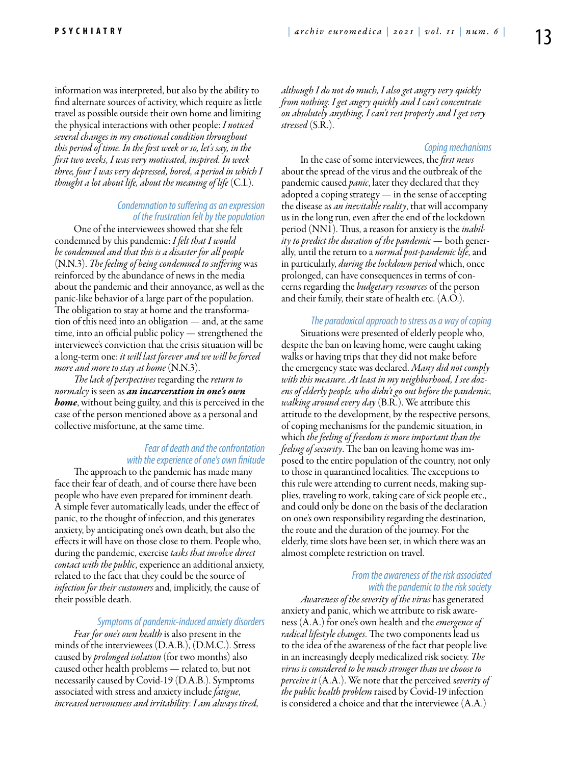information was interpreted, but also by the ability to find alternate sources of activity, which require as little travel as possible outside their own home and limiting the physical interactions with other people: *I noticed several changes in my emotional condition throughout this period of time. In the first week or so, let's say, in the first two weeks, I was very motivated, inspired. In week three, four I was very depressed, bored, a period in which I thought a lot about life, about the meaning of life* (C.I.).

### *Condemnation to suffering as an expression of the frustration felt by the population*

One of the interviewees showed that she felt condemned by this pandemic: *I felt that I would be condemned and that this is a disaster for all people* (N.N.3). *The feeling of being condemned to suffering* was reinforced by the abundance of news in the media about the pandemic and their annoyance, as well as the panic-like behavior of a large part of the population. The obligation to stay at home and the transformation of this need into an obligation — and, at the same time, into an official public policy — strengthened the interviewee's conviction that the crisis situation will be a long-term one: *it will last forever and we will be forced more and more to stay at home* (N.N.3).

*The lack of perspectives* regarding the *return to normalcy* is seen as ***an incarceration in one's own home***, without being guilty, and this is perceived in the case of the person mentioned above as a personal and collective misfortune, at the same time.

### *Fear of death and the confrontation with the experience of one's own finitude*

The approach to the pandemic has made many face their fear of death, and of course there have been people who have even prepared for imminent death. A simple fever automatically leads, under the effect of panic, to the thought of infection, and this generates anxiety, by anticipating one's own death, but also the effects it will have on those close to them. People who, during the pandemic, exercise *tasks that involve direct contact with the public*, experience an additional anxiety, related to the fact that they could be the source of *infection for their customers* and, implicitly, the cause of their possible death.

### *Symptoms of pandemic-induced anxiety disorders*

*Fear for one's own health* is also present in the minds of the interviewees (D.A.B.), (D.M.C.). Stress caused by *prolonged isolation* (for two months) also caused other health problems — related to, but not necessarily caused by Covid-19 (D.A.B.). Symptoms associated with stress and anxiety include *fatigue, increased nervousness and irritability*: *I am always tired, although I do not do much, I also get angry very quickly from nothing. I get angry quickly and I can't concentrate on absolutely anything, I can't rest properly and I get very stressed* (S.R.).

### *Coping mechanisms*

In the case of some interviewees, the *first news* about the spread of the virus and the outbreak of the pandemic caused *panic*, later they declared that they adopted a coping strategy — in the sense of accepting the disease as *an inevitable reality*, that will accompany us in the long run, even after the end of the lockdown period (NN1). Thus, a reason for anxiety is the *inability to predict the duration of the pandemic* — both generally, until the return to a *normal post-pandemic life*, and in particularly, *during the lockdown period* which, once prolonged, can have consequences in terms of concerns regarding the *budgetary resources* of the person and their family, their state of health etc. (A.O.).

### *The paradoxical approach to stress as a way of coping*

Situations were presented of elderly people who, despite the ban on leaving home, were caught taking walks or having trips that they did not make before the emergency state was declared. *Many did not comply with this measure. At least in my neighborhood, I see dozens of elderly people, who didn't go out before the pandemic, walking around every day* (B.R.). We attribute this attitude to the development, by the respective persons, of coping mechanisms for the pandemic situation, in which *the feeling of freedom is more important than the feeling of security*. The ban on leaving home was imposed to the entire population of the country, not only to those in quarantined localities. The exceptions to this rule were attending to current needs, making supplies, traveling to work, taking care of sick people etc., and could only be done on the basis of the declaration on one's own responsibility regarding the destination, the route and the duration of the journey. For the elderly, time slots have been set, in which there was an almost complete restriction on travel.

### *From the awareness of the risk associated with the pandemic to the risk society*

*Awareness of the severity of the virus* has generated anxiety and panic, which we attribute to risk awareness (A.A.) for one's own health and the *emergence of radical lifestyle changes*. The two components lead us to the idea of the awareness of the fact that people live in an increasingly deeply medicalized risk society. *The virus is considered to be much stronger than we choose to perceive it* (A.A.). We note that the perceived s*everity of the public health problem* raised by Covid-19 infection is considered a choice and that the interviewee (A.A.)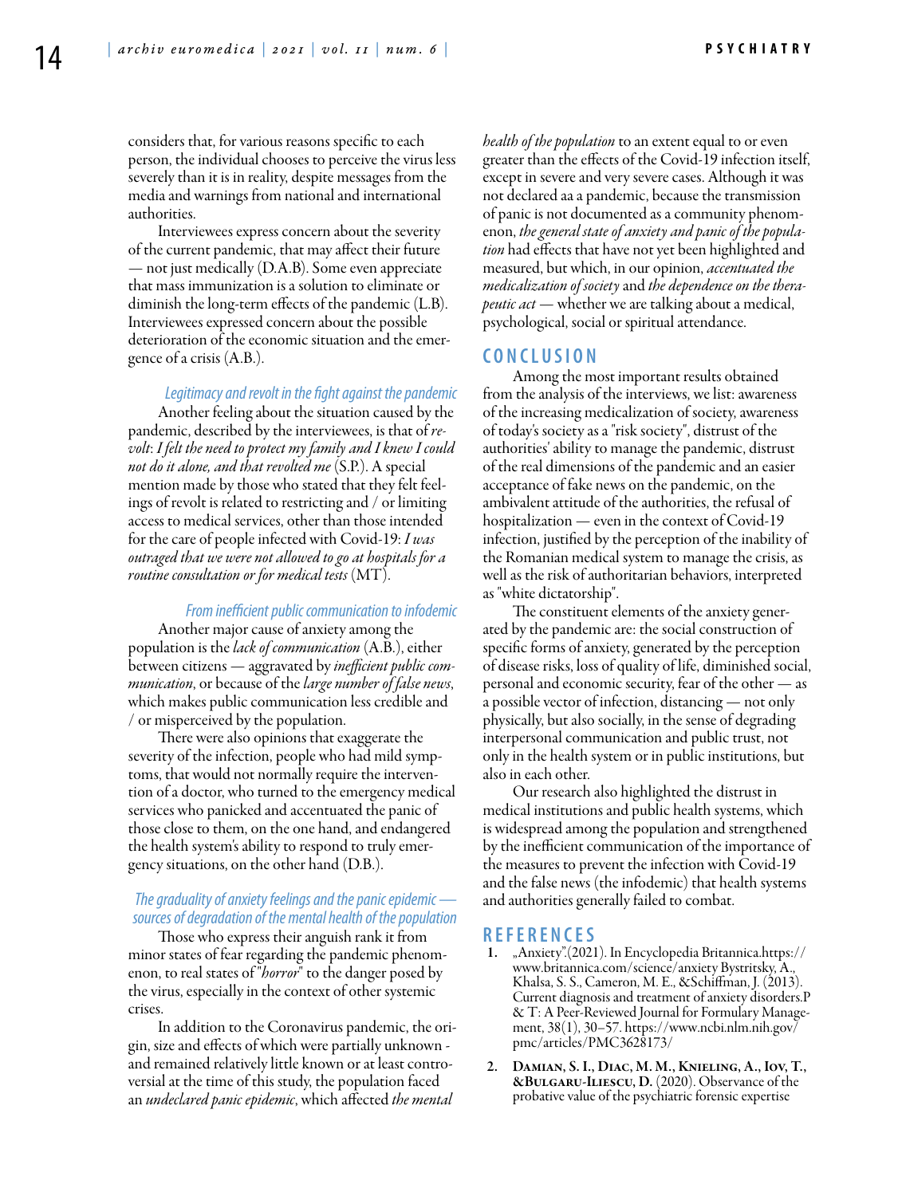considers that, for various reasons specific to each person, the individual chooses to perceive the virus less severely than it is in reality, despite messages from the media and warnings from national and international authorities.

Interviewees express concern about the severity of the current pandemic, that may affect their future — not just medically (D.A.B). Some even appreciate that mass immunization is a solution to eliminate or diminish the long-term effects of the pandemic (L.B). Interviewees expressed concern about the possible deterioration of the economic situation and the emergence of a crisis (A.B.).

### Legitimacy and revolt in the fight against the pandemic

Another feeling about the situation caused by the pandemic, described by the interviewees, is that of *revolt*: *I felt the need to protect my family and I knew I could not do it alone, and that revolted me* (S.P.). A special mention made by those who stated that they felt feelings of revolt is related to restricting and / or limiting access to medical services, other than those intended for the care of people infected with Covid-19: *I was outraged that we were not allowed to go at hospitals for a routine consultation or for medical tests* (MT).

### From inefficient public communication to infodemic

Another major cause of anxiety among the population is the *lack of communication* (A.B.), either between citizens — aggravated by *inefficient public communication*, or because of the *large number of false news*, which makes public communication less credible and / or misperceived by the population.

There were also opinions that exaggerate the severity of the infection, people who had mild symptoms, that would not normally require the intervention of a doctor, who turned to the emergency medical services who panicked and accentuated the panic of those close to them, on the one hand, and endangered the health system's ability to respond to truly emergency situations, on the other hand (D.B.).

### The graduality of anxiety feelings and the panic epidemic — sources of degradation of the mental health of the population

Those who express their anguish rank it from minor states of fear regarding the pandemic phenomenon, to real states of "*horror*" to the danger posed by the virus, especially in the context of other systemic crises.

In addition to the Coronavirus pandemic, the origin, size and effects of which were partially unknown - and remained relatively little known or at least controversial at the time of this study, the population faced an *undeclared panic epidemic*, which affected *the mental health of the population* to an extent equal to or even greater than the effects of the Covid-19 infection itself, except in severe and very severe cases. Although it was not declared aa a pandemic, because the transmission of panic is not documented as a community phenomenon, *the general state of anxiety and panic of the population* had effects that have not yet been highlighted and measured, but which, in our opinion, *accentuated the medicalization of society* and *the dependence on the therapeutic act* — whether we are talking about a medical, psychological, social or spiritual attendance.

## CONCLUSION

Among the most important results obtained from the analysis of the interviews, we list: awareness of the increasing medicalization of society, awareness of today's society as a "risk society", distrust of the authorities' ability to manage the pandemic, distrust of the real dimensions of the pandemic and an easier acceptance of fake news on the pandemic, on the ambivalent attitude of the authorities, the refusal of hospitalization — even in the context of Covid-19 infection, justified by the perception of the inability of the Romanian medical system to manage the crisis, as well as the risk of authoritarian behaviors, interpreted as "white dictatorship".

The constituent elements of the anxiety generated by the pandemic are: the social construction of specific forms of anxiety, generated by the perception of disease risks, loss of quality of life, diminished social, personal and economic security, fear of the other — as a possible vector of infection, distancing — not only physically, but also socially, in the sense of degrading interpersonal communication and public trust, not only in the health system or in public institutions, but also in each other.

Our research also highlighted the distrust in medical institutions and public health systems, which is widespread among the population and strengthened by the inefficient communication of the importance of the measures to prevent the infection with Covid-19 and the false news (the infodemic) that health systems and authorities generally failed to combat.

## REFERENCES

1. „Anxiety"(2021). In Encyclopedia Britannica.https://www.britannica.com/science/anxiety Bystritsky, A., Khalsa, S. S., Cameron, M. E., &Schiffman, J. (2013). Current diagnosis and treatment of anxiety disorders.P & T: A Peer-Reviewed Journal for Formulary Management, 38(1), 30–57. https://www.ncbi.nlm.nih.gov/pmc/articles/PMC3628173/
2. **Damian, S. I., Diac, M. M., Knieling, A., Iov, T., &Bulgaru-Iliescu, D.** (2020). Observance of the probative value of the psychiatric forensic expertise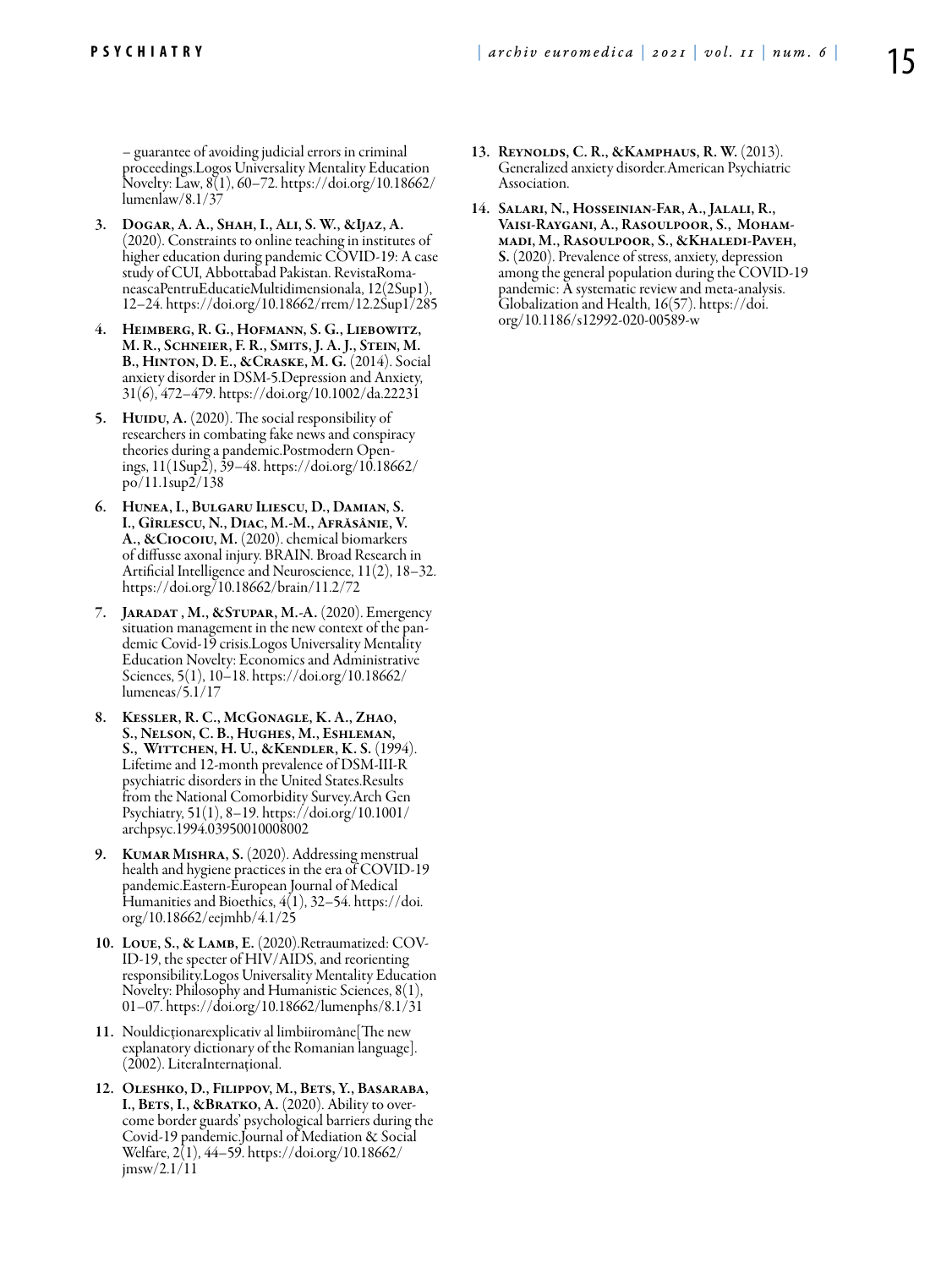– guarantee of avoiding judicial errors in criminal proceedings.Logos Universality Mentality Education Novelty: Law, 8(1), 60–72. https://doi.org/10.18662/lumenlaw/8.1/37

3. **Dogar, A. A., Shah, I., Ali, S. W., &Ijaz, A.** (2020). Constraints to online teaching in institutes of higher education during pandemic COVID-19: A case study of CUI, Abbottabad Pakistan. RevistaRomaneascaPentruEducatieMultidimensionala, 12(2Sup1), 12–24. https://doi.org/10.18662/rrem/12.2Sup1/285

4. **Heimberg, R. G., Hofmann, S. G., Liebowitz, M. R., Schneier, F. R., Smits, J. A. J., Stein, M. B., Hinton, D. E., &Craske, M. G.** (2014). Social anxiety disorder in DSM-5.Depression and Anxiety, 31(6), 472–479. https://doi.org/10.1002/da.22231

5. **Huidu, A.** (2020). The social responsibility of researchers in combating fake news and conspiracy theories during a pandemic.Postmodern Openings, 11(1Sup2), 39–48. https://doi.org/10.18662/po/11.1sup2/138

6. **Hunea, I., Bulgaru Iliescu, D., Damian, S. I., Gîrlescu, N., Diac, M.-M., Afrăsânie, V. A., &Ciocoiu, M.** (2020). chemical biomarkers of diffusse axonal injury. BRAIN. Broad Research in Artificial Intelligence and Neuroscience, 11(2), 18–32. https://doi.org/10.18662/brain/11.2/72

7. **Jaradat , M., &Stupar, M.-A.** (2020). Emergency situation management in the new context of the pandemic Covid-19 crisis.Logos Universality Mentality Education Novelty: Economics and Administrative Sciences, 5(1), 10–18. https://doi.org/10.18662/lumeneas/5.1/17

8. **Kessler, R. C., McGonagle, K. A., Zhao, S., Nelson, C. B., Hughes, M., Eshleman, S., Wittchen, H. U., &Kendler, K. S.** (1994). Lifetime and 12-month prevalence of DSM-III-R psychiatric disorders in the United States.Results from the National Comorbidity Survey.Arch Gen Psychiatry, 51(1), 8–19. https://doi.org/10.1001/archpsyc.1994.03950010008002

9. **Kumar Mishra, S.** (2020). Addressing menstrual health and hygiene practices in the era of COVID-19 pandemic.Eastern-European Journal of Medical Humanities and Bioethics, 4(1), 32–54. https://doi.org/10.18662/eejmhb/4.1/25

10. **Loue, S., & Lamb, E.** (2020).Retraumatized: COVID-19, the specter of HIV/AIDS, and reorienting responsibility.Logos Universality Mentality Education Novelty: Philosophy and Humanistic Sciences, 8(1), 01–07. https://doi.org/10.18662/lumenphs/8.1/31

11. Nouldicționarexplicativ al limbiiromâne[The new explanatory dictionary of the Romanian language]. (2002). LiteraInternațional.

12. **Oleshko, D., Filippov, M., Bets, Y., Basaraba, I., Bets, I., &Bratko, A.** (2020). Ability to overcome border guards' psychological barriers during the Covid-19 pandemic.Journal of Mediation & Social Welfare, 2(1), 44–59. https://doi.org/10.18662/jmsw/2.1/11

13. **Reynolds, C. R., &Kamphaus, R. W.** (2013). Generalized anxiety disorder.American Psychiatric Association.

14. **Salari, N., Hosseinian-Far, A., Jalali, R., Vaisi-Raygani, A., Rasoulpoor, S., Mohammadi, M., Rasoulpoor, S., &Khaledi-Paveh, S.** (2020). Prevalence of stress, anxiety, depression among the general population during the COVID-19 pandemic: A systematic review and meta-analysis. Globalization and Health, 16(57). https://doi.org/10.1186/s12992-020-00589-w